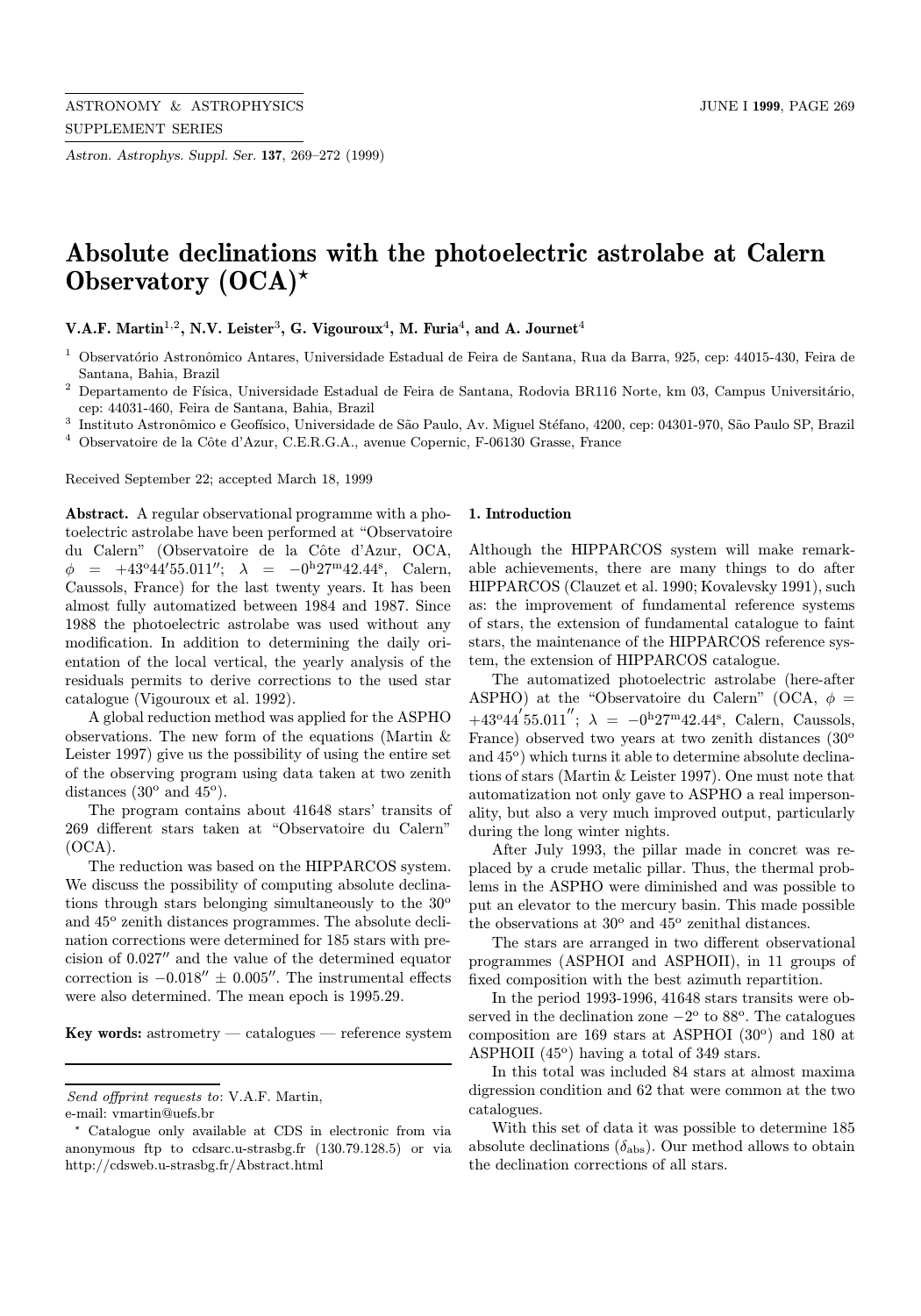# Absolute declinations with the photoelectric astrolabe at Calern Observatory (OCA)*

**V.A.F. Martin[1,2], N.V. Leister[3], G. Vigouroux[4], M. Furia[4], and A. Journet[4]**

[1] Observatório Astronômico Antares, Universidade Estadual de Feira de Santana, Rua da Barra, 925, cep: 44015-430, Feira de Santana, Bahia, Brazil

[2] Departamento de Física, Universidade Estadual de Feira de Santana, Rodovia BR116 Norte, km 03, Campus Universitário, cep: 44031-460, Feira de Santana, Bahia, Brazil

[3] Instituto Astronômico e Geofísico, Universidade de São Paulo, Av. Miguel Stéfano, 4200, cep: 04301-970, São Paulo SP, Brazil

[4] Observatoire de la Côte d'Azur, C.E.R.G.A., avenue Copernic, F-06130 Grasse, France

Received September 22; accepted March 18, 1999

**Abstract.** A regular observational programme with a photoelectric astrolabe have been performed at "Observatoire du Calern" (Observatoire de la Côte d'Azur, OCA, $\phi = +43^{\rm o}44'55.011''$; $\lambda = -0^{\rm h}27^{\rm m}42.44^{\rm s}$, Calern, Caussols, France) for the last twenty years. It has been almost fully automatized between 1984 and 1987. Since 1988 the photoelectric astrolabe was used without any modification. In addition to determining the daily orientation of the local vertical, the yearly analysis of the residuals permits to derive corrections to the used star catalogue (Vigouroux et al. 1992).

A global reduction method was applied for the ASPHO observations. The new form of the equations (Martin & Leister 1997) give us the possibility of using the entire set of the observing program using data taken at two zenith distances ($30^{\rm o}$ and $45^{\rm o}$).

The program contains about 41648 stars' transits of 269 different stars taken at "Observatoire du Calern" (OCA).

The reduction was based on the HIPPARCOS system. We discuss the possibility of computing absolute declinations through stars belonging simultaneously to the $30^{\rm o}$ and $45^{\rm o}$ zenith distances programmes. The absolute declination corrections were determined for 185 stars with precision of $0.027''$ and the value of the determined equator correction is $-0.018'' \pm 0.005''$. The instrumental effects were also determined. The mean epoch is 1995.29.

**Key words:** astrometry — catalogues — reference system

## 1. Introduction

Although the HIPPARCOS system will make remarkable achievements, there are many things to do after HIPPARCOS (Clauzet et al. 1990; Kovalevsky 1991), such as: the improvement of fundamental reference systems of stars, the extension of fundamental catalogue to faint stars, the maintenance of the HIPPARCOS reference system, the extension of HIPPARCOS catalogue.

The automatized photoelectric astrolabe (here-after ASPHO) at the "Observatoire du Calern" (OCA, $\phi = +43^{\rm o}44'55.011''$; $\lambda = -0^{\rm h}27^{\rm m}42.44^{\rm s}$, Calern, Caussols, France) observed two years at two zenith distances ($30^{\rm o}$ and $45^{\rm o}$) which turns it able to determine absolute declinations of stars (Martin & Leister 1997). One must note that automatization not only gave to ASPHO a real impersonality, but also a very much improved output, particularly during the long winter nights.

After July 1993, the pillar made in concret was replaced by a crude metalic pillar. Thus, the thermal problems in the ASPHO were diminished and was possible to put an elevator to the mercury basin. This made possible the observations at $30^{\rm o}$ and $45^{\rm o}$ zenithal distances.

The stars are arranged in two different observational programmes (ASPHOI and ASPHOII), in 11 groups of fixed composition with the best azimuth repartition.

In the period 1993-1996, 41648 stars transits were observed in the declination zone $-2^{\rm o}$ to $88^{\rm o}$. The catalogues composition are 169 stars at ASPHOI ($30^{\rm o}$) and 180 at ASPHOII ($45^{\rm o}$) having a total of 349 stars.

In this total was included 84 stars at almost maxima digression condition and 62 that were common at the two catalogues.

With this set of data it was possible to determine 185 absolute declinations ($\delta_{\rm abs}$). Our method allows to obtain the declination corrections of all stars.

---

*Send offprint requests to*: V.A.F. Martin,
e-mail: vmartin@uefs.br

* Catalogue only available at CDS in electronic from via anonymous ftp to cdsarc.u-strasbg.fr (130.79.128.5) or via http://cdsweb.u-strasbg.fr/Abstract.html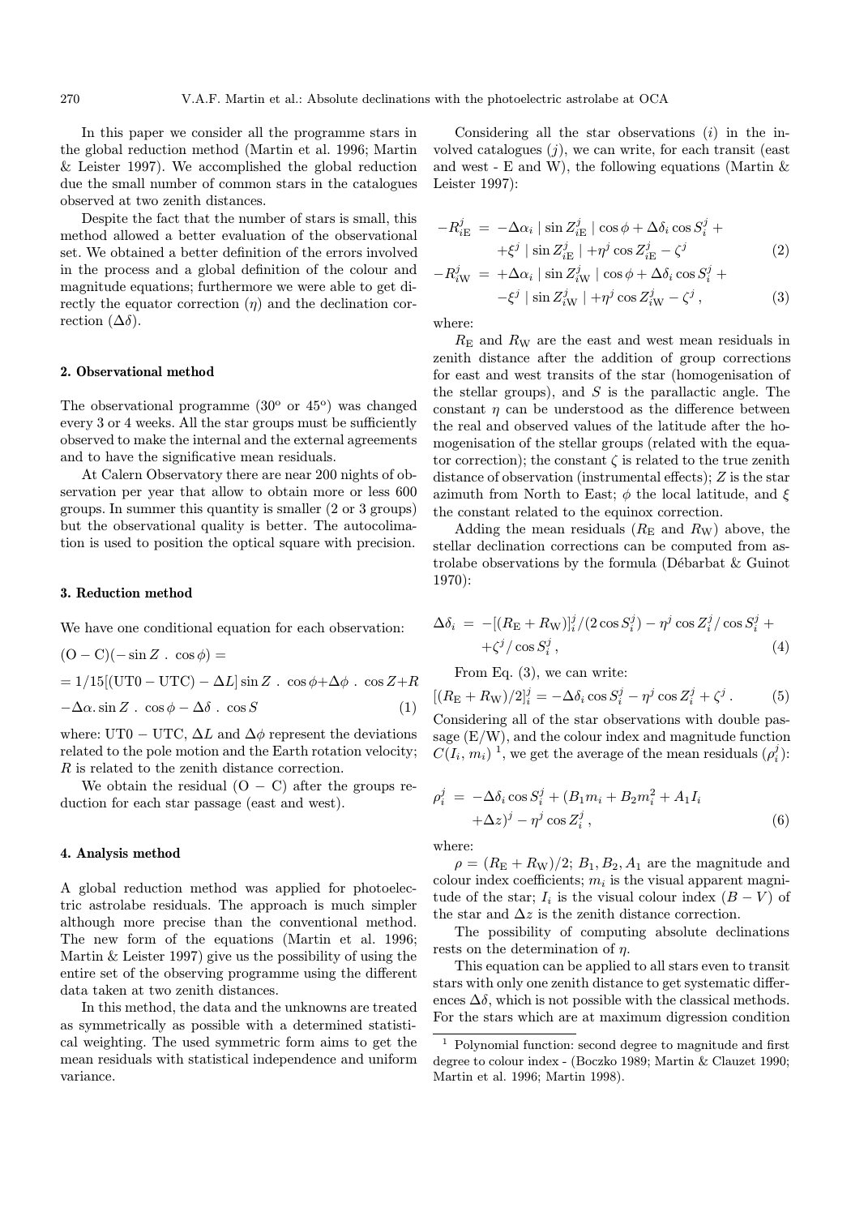In this paper we consider all the programme stars in the global reduction method (Martin et al. 1996; Martin & Leister 1997). We accomplished the global reduction due the small number of common stars in the catalogues observed at two zenith distances.

Despite the fact that the number of stars is small, this method allowed a better evaluation of the observational set. We obtained a better definition of the errors involved in the process and a global definition of the colour and magnitude equations; furthermore we were able to get directly the equator correction ($\eta$) and the declination correction ($\Delta\delta$).

## 2. Observational method

The observational programme (30º or 45º) was changed every 3 or 4 weeks. All the star groups must be sufficiently observed to make the internal and the external agreements and to have the significative mean residuals.

At Calern Observatory there are near 200 nights of observation per year that allow to obtain more or less 600 groups. In summer this quantity is smaller (2 or 3 groups) but the observational quality is better. The autocolimation is used to position the optical square with precision.

## 3. Reduction method

We have one conditional equation for each observation:

$$
\begin{aligned}
&(\mathrm{O}-\mathrm{C})(-\sin Z\ .\ \cos\phi) = \\
&= 1/15[(\mathrm{UT0}-\mathrm{UTC})-\Delta L]\sin Z\ .\ \cos\phi + \Delta\phi\ .\ \cos Z + R \\
&-\Delta\alpha . \sin Z\ .\ \cos\phi - \Delta\delta\ .\ \cos S
\end{aligned}
\tag{1}
$$

where: $\mathrm{UT0}-\mathrm{UTC}$, $\Delta L$ and $\Delta\phi$ represent the deviations related to the pole motion and the Earth rotation velocity; $R$ is related to the zenith distance correction.

We obtain the residual $(\mathrm{O}-\mathrm{C})$ after the groups reduction for each star passage (east and west).

## 4. Analysis method

A global reduction method was applied for photoelectric astrolabe residuals. The approach is much simpler although more precise than the conventional method. The new form of the equations (Martin et al. 1996; Martin & Leister 1997) give us the possibility of using the entire set of the observing programme using the different data taken at two zenith distances.

In this method, the data and the unknowns are treated as symmetrically as possible with a determined statistical weighting. The used symmetric form aims to get the mean residuals with statistical independence and uniform variance.

Considering all the star observations ($i$) in the involved catalogues ($j$), we can write, for each transit (east and west - E and W), the following equations (Martin & Leister 1997):

$$
\begin{aligned}
-R^j_{i\mathrm{E}} &= -\Delta\alpha_i \mid \sin Z^j_{i\mathrm{E}} \mid \cos\phi + \Delta\delta_i \cos S^j_i + \\
&\quad +\xi^j \mid \sin Z^j_{i\mathrm{E}} \mid + \eta^j \cos Z^j_{i\mathrm{E}} - \zeta^j
\end{aligned}
\tag{2}
$$

$$
\begin{aligned}
-R^j_{i\mathrm{W}} &= +\Delta\alpha_i \mid \sin Z^j_{i\mathrm{W}} \mid \cos\phi + \Delta\delta_i \cos S^j_i + \\
&\quad -\xi^j \mid \sin Z^j_{i\mathrm{W}} \mid + \eta^j \cos Z^j_{i\mathrm{W}} - \zeta^j ,
\end{aligned}
\tag{3}
$$

where:

$R_\mathrm{E}$ and $R_\mathrm{W}$ are the east and west mean residuals in zenith distance after the addition of group corrections for east and west transits of the star (homogenisation of the stellar groups), and $S$ is the parallactic angle. The constant $\eta$ can be understood as the difference between the real and observed values of the latitude after the homogenisation of the stellar groups (related with the equator correction); the constant $\zeta$ is related to the true zenith distance of observation (instrumental effects); $Z$ is the star azimuth from North to East; $\phi$ the local latitude, and $\xi$ the constant related to the equinox correction.

Adding the mean residuals ($R_\mathrm{E}$ and $R_\mathrm{W}$) above, the stellar declination corrections can be computed from astrolabe observations by the formula (Débarbat & Guinot 1970):

$$
\begin{aligned}
\Delta\delta_i &= -[(R_\mathrm{E}+R_\mathrm{W})]^j_i/(2\cos S^j_i) - \eta^j \cos Z^j_i/\cos S^j_i + \\
&\quad +\zeta^j/\cos S^j_i ,
\end{aligned}
\tag{4}
$$

From Eq. (3), we can write:

$$
[(R_\mathrm{E}+R_\mathrm{W})/2]^j_i = -\Delta\delta_i \cos S^j_i - \eta^j \cos Z^j_i + \zeta^j . \tag{5}
$$

Considering all of the star observations with double passage (E/W), and the colour index and magnitude function $C(I_i, m_i)$ [1], we get the average of the mean residuals ($\rho^j_i$):

$$
\begin{aligned}
\rho^j_i &= -\Delta\delta_i \cos S^j_i + (B_1 m_i + B_2 m_i^2 + A_1 I_i \\
&\quad +\Delta z)^j - \eta^j \cos Z^j_i ,
\end{aligned}
\tag{6}
$$

where:

$\rho = (R_\mathrm{E}+R_\mathrm{W})/2$; $B_1, B_2, A_1$ are the magnitude and colour index coefficients; $m_i$ is the visual apparent magnitude of the star; $I_i$ is the visual colour index $(B-V)$ of the star and $\Delta z$ is the zenith distance correction.

The possibility of computing absolute declinations rests on the determination of $\eta$.

This equation can be applied to all stars even to transit stars with only one zenith distance to get systematic differences $\Delta\delta$, which is not possible with the classical methods. For the stars which are at maximum digression condition

[1] Polynomial function: second degree to magnitude and first degree to colour index - (Boczko 1989; Martin & Clauzet 1990; Martin et al. 1996; Martin 1998).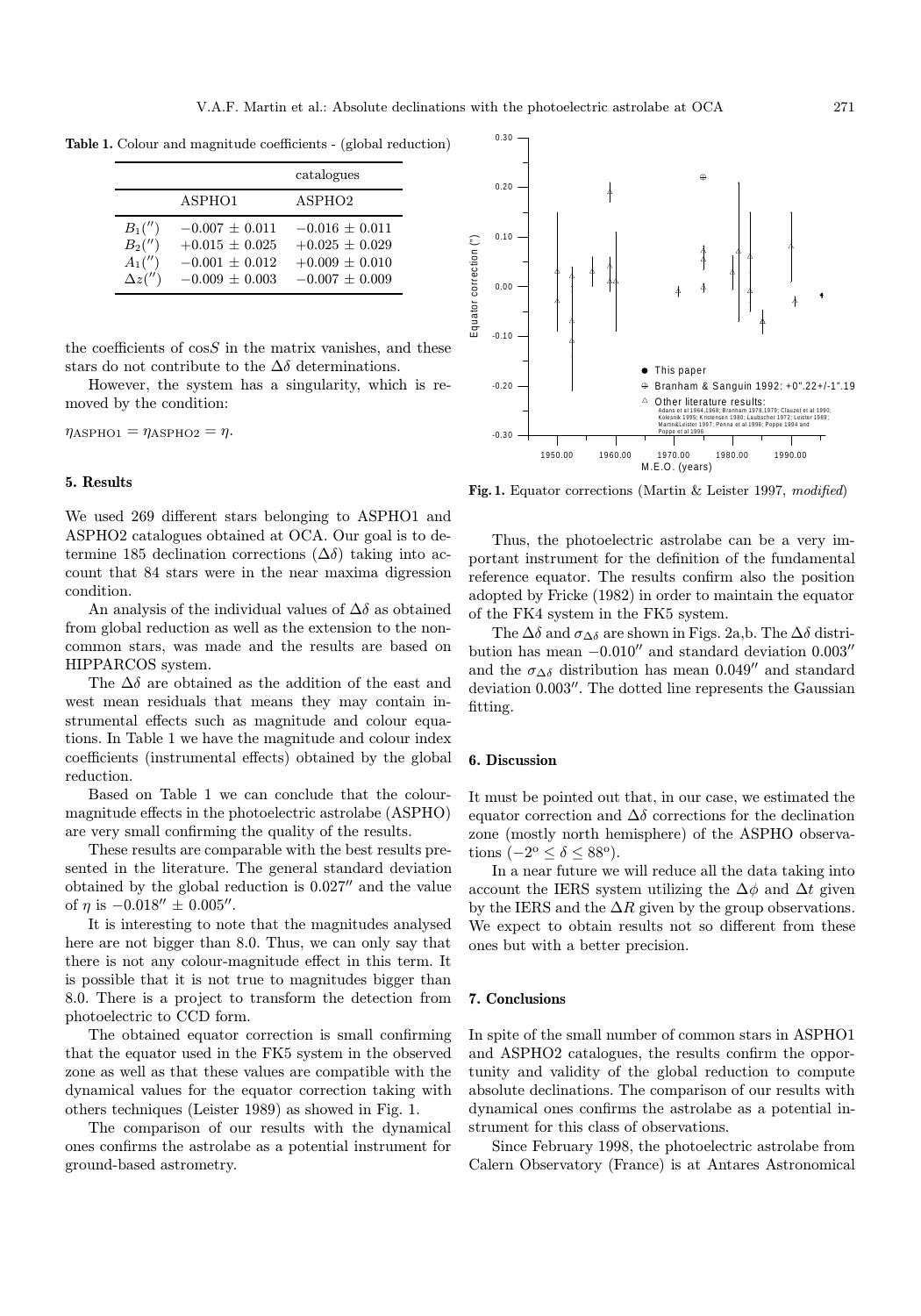**Table 1.** Colour and magnitude coefficients - (global reduction)

| | catalogues | |
|---|---|---|
| | ASPHO1 | ASPHO2 |
| $B_1('')$ | $-0.007 \pm 0.011$ | $-0.016 \pm 0.011$ |
| $B_2('')$ | $+0.015 \pm 0.025$ | $+0.025 \pm 0.029$ |
| $A_1('')$ | $-0.001 \pm 0.012$ | $+0.009 \pm 0.010$ |
| $\Delta z('')$ | $-0.009 \pm 0.003$ | $-0.007 \pm 0.009$ |

the coefficients of $\cos S$ in the matrix vanishes, and these stars do not contribute to the $\Delta\delta$ determinations.

However, the system has a singularity, which is removed by the condition:

$$\eta_{\mathrm{ASPHO1}} = \eta_{\mathrm{ASPHO2}} = \eta.$$

### 5. Results

We used 269 different stars belonging to ASPHO1 and ASPHO2 catalogues obtained at OCA. Our goal is to determine 185 declination corrections ($\Delta\delta$) taking into account that 84 stars were in the near maxima digression condition.

An analysis of the individual values of $\Delta\delta$ as obtained from global reduction as well as the extension to the non-common stars, was made and the results are based on HIPPARCOS system.

The $\Delta\delta$ are obtained as the addition of the east and west mean residuals that means they may contain instrumental effects such as magnitude and colour equations. In Table 1 we have the magnitude and colour index coefficients (instrumental effects) obtained by the global reduction.

Based on Table 1 we can conclude that the colour-magnitude effects in the photoelectric astrolabe (ASPHO) are very small confirming the quality of the results.

These results are comparable with the best results presented in the literature. The general standard deviation obtained by the global reduction is $0.027''$ and the value of $\eta$ is $-0.018'' \pm 0.005''$.

It is interesting to note that the magnitudes analysed here are not bigger than 8.0. Thus, we can only say that there is not any colour-magnitude effect in this term. It is possible that it is not true to magnitudes bigger than 8.0. There is a project to transform the detection from photoelectric to CCD form.

The obtained equator correction is small confirming that the equator used in the FK5 system in the observed zone as well as that these values are compatible with the dynamical values for the equator correction taking with others techniques (Leister 1989) as showed in Fig. 1.

The comparison of our results with the dynamical ones confirms the astrolabe as a potential instrument for ground-based astrometry.

**Fig. 1.** Equator corrections (Martin & Leister 1997, *modified*)

Thus, the photoelectric astrolabe can be a very important instrument for the definition of the fundamental reference equator. The results confirm also the position adopted by Fricke (1982) in order to maintain the equator of the FK4 system in the FK5 system.

The $\Delta\delta$ and $\sigma_{\Delta\delta}$ are shown in Figs. 2a,b. The $\Delta\delta$ distribution has mean $-0.010''$ and standard deviation $0.003''$ and the $\sigma_{\Delta\delta}$ distribution has mean $0.049''$ and standard deviation $0.003''$. The dotted line represents the Gaussian fitting.

### 6. Discussion

It must be pointed out that, in our case, we estimated the equator correction and $\Delta\delta$ corrections for the declination zone (mostly north hemisphere) of the ASPHO observations ($-2^{\circ} \leq \delta \leq 88^{\circ}$).

In a near future we will reduce all the data taking into account the IERS system utilizing the $\Delta\phi$ and $\Delta t$ given by the IERS and the $\Delta R$ given by the group observations. We expect to obtain results not so different from these ones but with a better precision.

### 7. Conclusions

In spite of the small number of common stars in ASPHO1 and ASPHO2 catalogues, the results confirm the opportunity and validity of the global reduction to compute absolute declinations. The comparison of our results with dynamical ones confirms the astrolabe as a potential instrument for this class of observations.

Since February 1998, the photoelectric astrolabe from Calern Observatory (France) is at Antares Astronomical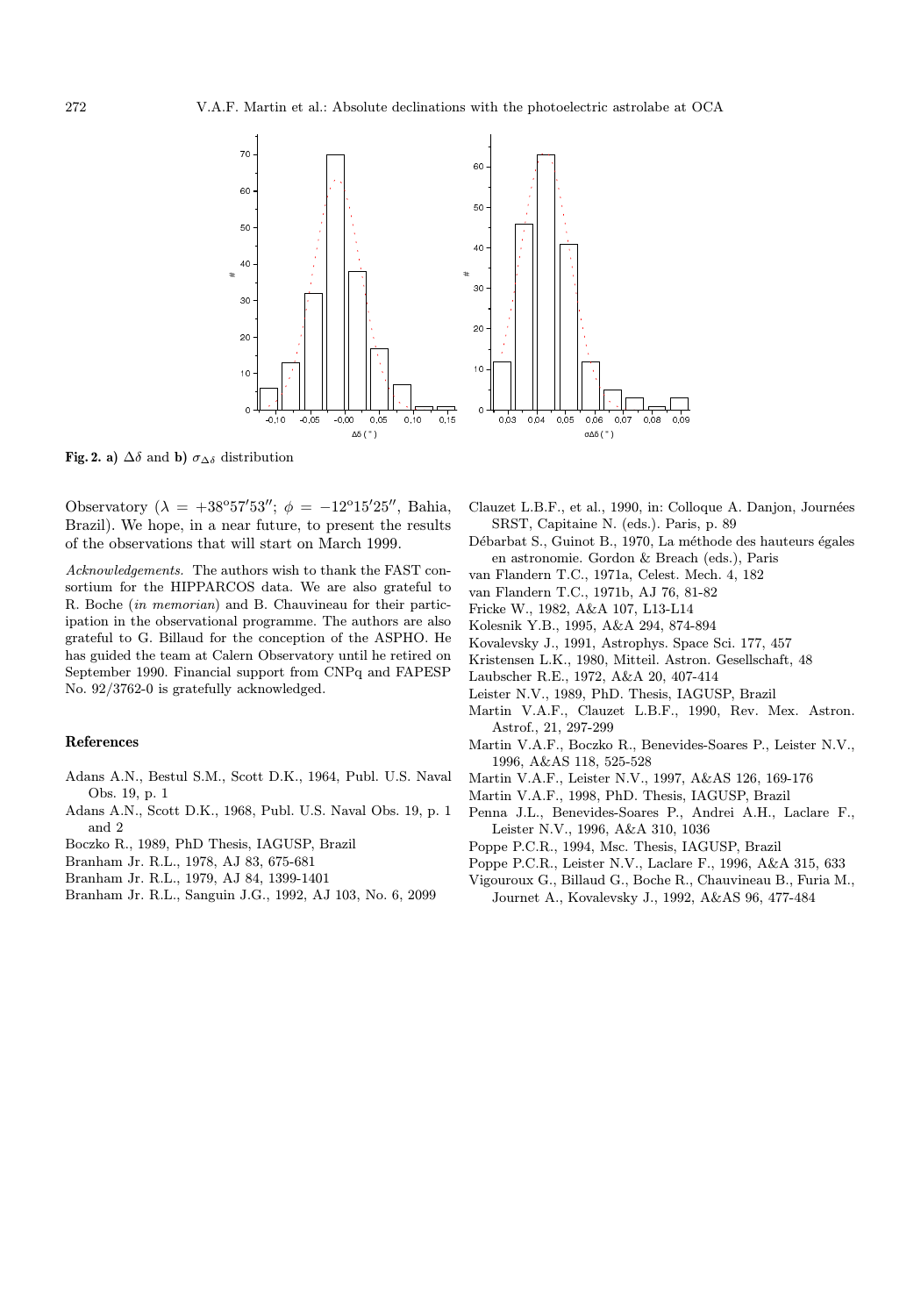-0,10
-0,05
-0,00
0,05
0,10
0,15
Δδ (")
#
0
10
20
30
40
50
60
70

0,03
0,04
0,05
0,06
0,07
0,08
0,09
σΔδ (")
#
0
10
20
30
40
50
60

**Fig. 2. a)** $\Delta\delta$ and **b)** $\sigma_{\Delta\delta}$ distribution

Observatory ($\lambda = +38^o57'53''$; $\phi = -12^o15'25''$, Bahia, Brazil). We hope, in a near future, to present the results of the observations that will start on March 1999.

*Acknowledgements.* The authors wish to thank the FAST consortium for the HIPPARCOS data. We are also grateful to R. Boche (*in memorian*) and B. Chauvineau for their participation in the observational programme. The authors are also grateful to G. Billaud for the conception of the ASPHO. He has guided the team at Calern Observatory until he retired on September 1990. Financial support from CNPq and FAPESP No. 92/3762-0 is gratefully acknowledged.

## References

- Adans A.N., Bestul S.M., Scott D.K., 1964, Publ. U.S. Naval Obs. 19, p. 1
- Adans A.N., Scott D.K., 1968, Publ. U.S. Naval Obs. 19, p. 1 and 2
- Boczko R., 1989, PhD Thesis, IAGUSP, Brazil
- Branham Jr. R.L., 1978, AJ 83, 675-681
- Branham Jr. R.L., 1979, AJ 84, 1399-1401
- Branham Jr. R.L., Sanguin J.G., 1992, AJ 103, No. 6, 2099
- Clauzet L.B.F., et al., 1990, in: Colloque A. Danjon, Journées SRST, Capitaine N. (eds.). Paris, p. 89
- Débarbat S., Guinot B., 1970, La méthode des hauteurs égales en astronomie. Gordon & Breach (eds.), Paris
- van Flandern T.C., 1971a, Celest. Mech. 4, 182
- van Flandern T.C., 1971b, AJ 76, 81-82
- Fricke W., 1982, A&A 107, L13-L14
- Kolesnik Y.B., 1995, A&A 294, 874-894
- Kovalevsky J., 1991, Astrophys. Space Sci. 177, 457
- Kristensen L.K., 1980, Mitteil. Astron. Gesellschaft, 48
- Laubscher R.E., 1972, A&A 20, 407-414
- Leister N.V., 1989, PhD. Thesis, IAGUSP, Brazil
- Martin V.A.F., Clauzet L.B.F., 1990, Rev. Mex. Astron. Astrof., 21, 297-299
- Martin V.A.F., Boczko R., Benevides-Soares P., Leister N.V., 1996, A&AS 118, 525-528
- Martin V.A.F., Leister N.V., 1997, A&AS 126, 169-176
- Martin V.A.F., 1998, PhD. Thesis, IAGUSP, Brazil
- Penna J.L., Benevides-Soares P., Andrei A.H., Laclare F., Leister N.V., 1996, A&A 310, 1036
- Poppe P.C.R., 1994, Msc. Thesis, IAGUSP, Brazil
- Poppe P.C.R., Leister N.V., Laclare F., 1996, A&A 315, 633
- Vigouroux G., Billaud G., Boche R., Chauvineau B., Furia M., Journet A., Kovalevsky J., 1992, A&AS 96, 477-484